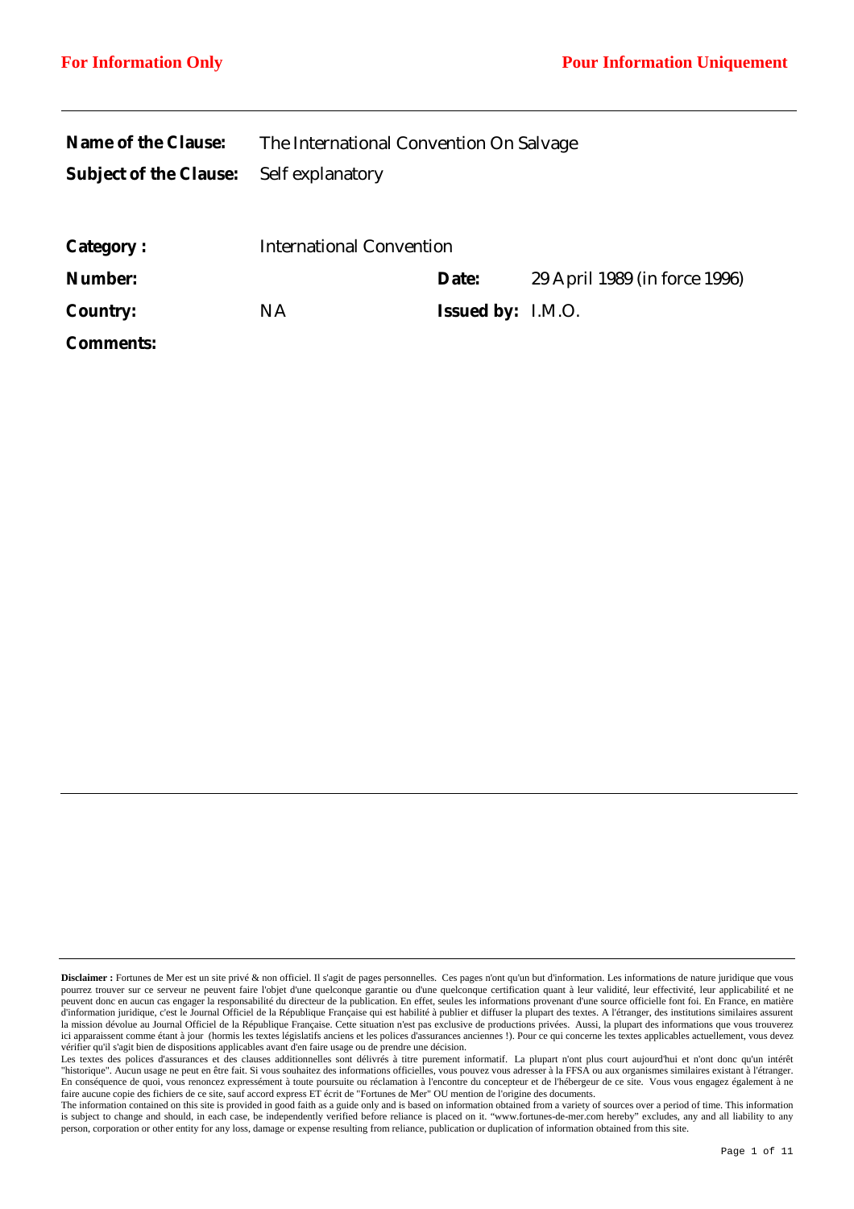**For Information Only** **Pour Information Uniquement**

| | | | |
|---|---|---|---|
| **Name of the Clause:** | The International Convention On Salvage | | |
| **Subject of the Clause:** | Self explanatory | | |
| **Category :** | International Convention | | |
| **Number:** | | **Date:** | 29 April 1989 (in force 1996) |
| **Country:** | NA | **Issued by:** | I.M.O. |
| **Comments:** | | | |

**Disclaimer :** Fortunes de Mer est un site privé & non officiel. Il s'agit de pages personnelles. Ces pages n'ont qu'un but d'information. Les informations de nature juridique que vous pourrez trouver sur ce serveur ne peuvent faire l'objet d'une quelconque garantie ou d'une quelconque certification quant à leur validité, leur effectivité, leur applicabilité et ne peuvent donc en aucun cas engager la responsabilité du directeur de la publication. En effet, seules les informations provenant d'une source officielle font foi. En France, en matière d'information juridique, c'est le Journal Officiel de la République Française qui est habilité à publier et diffuser la plupart des textes. A l'étranger, des institutions similaires assurent la mission dévolue au Journal Officiel de la République Française. Cette situation n'est pas exclusive de productions privées. Aussi, la plupart des informations que vous trouverez ici apparaissent comme étant à jour (hormis les textes législatifs anciens et les polices d'assurances anciennes !). Pour ce qui concerne les textes applicables actuellement, vous devez vérifier qu'il s'agit bien de dispositions applicables avant d'en faire usage ou de prendre une décision.
Les textes des polices d'assurances et des clauses additionnelles sont délivrés à titre purement informatif. La plupart n'ont plus court aujourd'hui et n'ont donc qu'un intérêt "historique". Aucun usage ne peut en être fait. Si vous souhaitez des informations officielles, vous pouvez vous adresser à la FFSA ou aux organismes similaires existant à l'étranger. En conséquence de quoi, vous renoncez expressément à toute poursuite ou réclamation à l'encontre du concepteur et de l'hébergeur de ce site. Vous vous engagez également à ne faire aucune copie des fichiers de ce site, sauf accord express ET écrit de "Fortunes de Mer" OU mention de l'origine des documents.
The information contained on this site is provided in good faith as a guide only and is based on information obtained from a variety of sources over a period of time. This information is subject to change and should, in each case, be independently verified before reliance is placed on it. "www.fortunes-de-mer.com hereby" excludes, any and all liability to any person, corporation or other entity for any loss, damage or expense resulting from reliance, publication or duplication of information obtained from this site.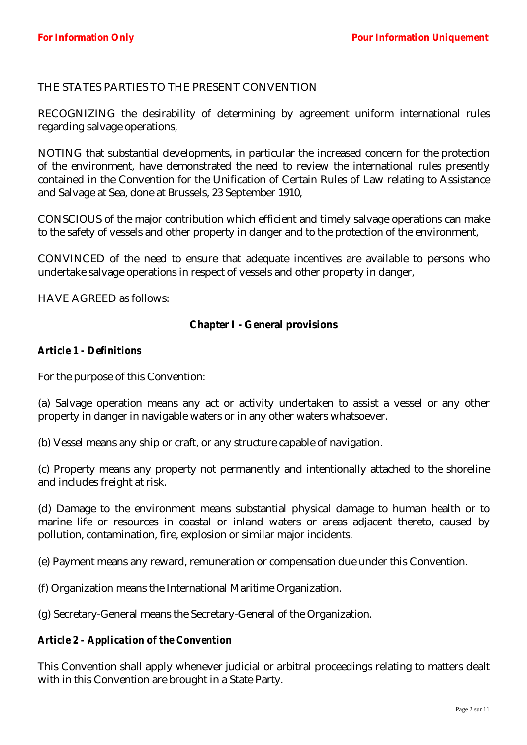THE STATES PARTIES TO THE PRESENT CONVENTION

RECOGNIZING the desirability of determining by agreement uniform international rules regarding salvage operations,

NOTING that substantial developments, in particular the increased concern for the protection of the environment, have demonstrated the need to review the international rules presently contained in the Convention for the Unification of Certain Rules of Law relating to Assistance and Salvage at Sea, done at Brussels, 23 September 1910,

CONSCIOUS of the major contribution which efficient and timely salvage operations can make to the safety of vessels and other property in danger and to the protection of the environment,

CONVINCED of the need to ensure that adequate incentives are available to persons who undertake salvage operations in respect of vessels and other property in danger,

HAVE AGREED as follows:

## Chapter I - General provisions

### *Article 1 - Definitions*

For the purpose of this Convention:

(a) Salvage operation means any act or activity undertaken to assist a vessel or any other property in danger in navigable waters or in any other waters whatsoever.

(b) Vessel means any ship or craft, or any structure capable of navigation.

(c) Property means any property not permanently and intentionally attached to the shoreline and includes freight at risk.

(d) Damage to the environment means substantial physical damage to human health or to marine life or resources in coastal or inland waters or areas adjacent thereto, caused by pollution, contamination, fire, explosion or similar major incidents.

(e) Payment means any reward, remuneration or compensation due under this Convention.

(f) Organization means the International Maritime Organization.

(g) Secretary-General means the Secretary-General of the Organization.

### *Article 2 - Application of the Convention*

This Convention shall apply whenever judicial or arbitral proceedings relating to matters dealt with in this Convention are brought in a State Party.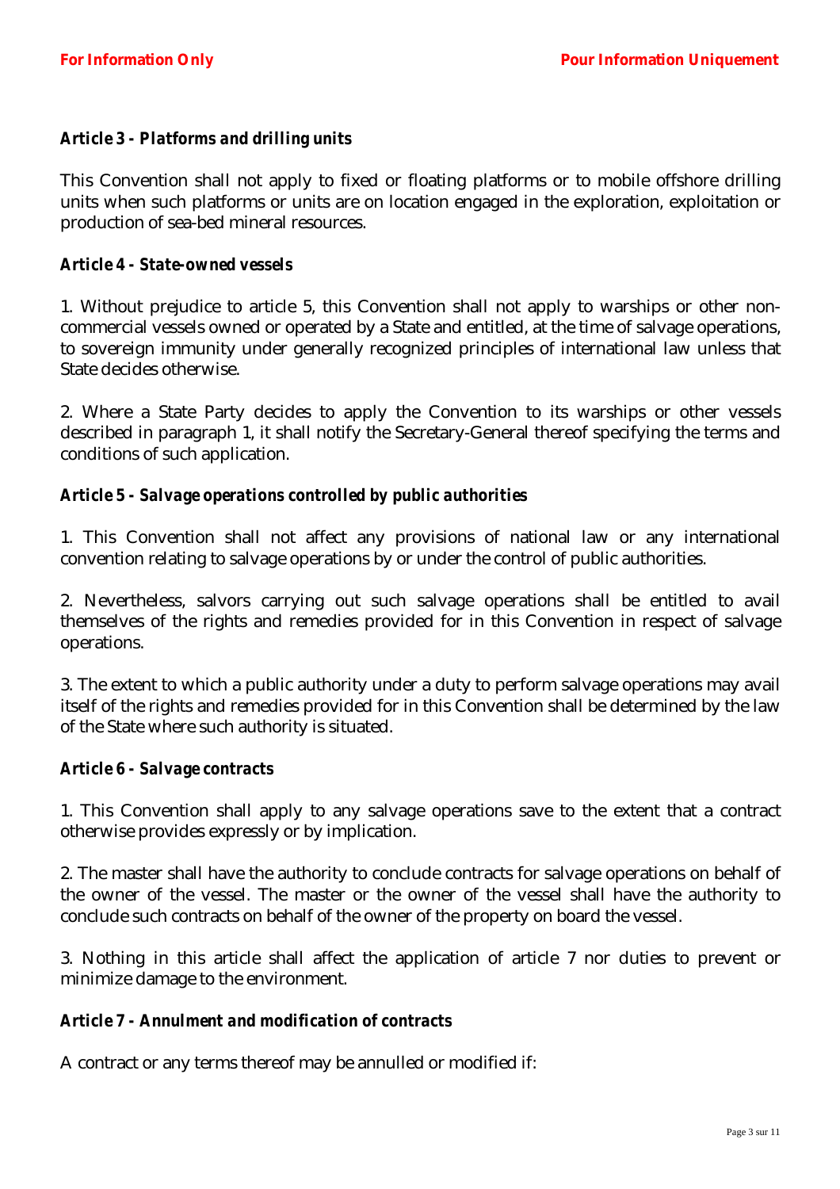### *Article 3 - Platforms and drilling units*

This Convention shall not apply to fixed or floating platforms or to mobile offshore drilling units when such platforms or units are on location engaged in the exploration, exploitation or production of sea-bed mineral resources.

### *Article 4 - State-owned vessels*

1. Without prejudice to article 5, this Convention shall not apply to warships or other non-commercial vessels owned or operated by a State and entitled, at the time of salvage operations, to sovereign immunity under generally recognized principles of international law unless that State decides otherwise.

2. Where a State Party decides to apply the Convention to its warships or other vessels described in paragraph 1, it shall notify the Secretary-General thereof specifying the terms and conditions of such application.

### *Article 5 - Salvage operations controlled by public authorities*

1. This Convention shall not affect any provisions of national law or any international convention relating to salvage operations by or under the control of public authorities.

2. Nevertheless, salvors carrying out such salvage operations shall be entitled to avail themselves of the rights and remedies provided for in this Convention in respect of salvage operations.

3. The extent to which a public authority under a duty to perform salvage operations may avail itself of the rights and remedies provided for in this Convention shall be determined by the law of the State where such authority is situated.

### *Article 6 - Salvage contracts*

1. This Convention shall apply to any salvage operations save to the extent that a contract otherwise provides expressly or by implication.

2. The master shall have the authority to conclude contracts for salvage operations on behalf of the owner of the vessel. The master or the owner of the vessel shall have the authority to conclude such contracts on behalf of the owner of the property on board the vessel.

3. Nothing in this article shall affect the application of article 7 nor duties to prevent or minimize damage to the environment.

### *Article 7 - Annulment and modification of contracts*

A contract or any terms thereof may be annulled or modified if: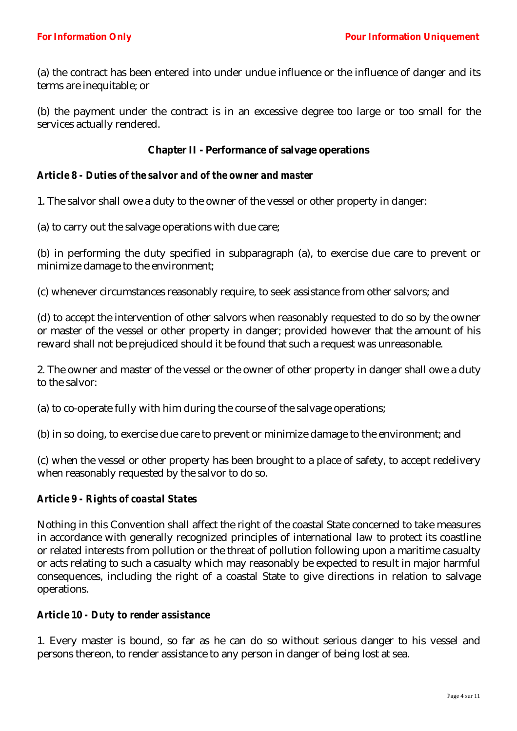(a) the contract has been entered into under undue influence or the influence of danger and its terms are inequitable; or

(b) the payment under the contract is in an excessive degree too large or too small for the services actually rendered.

## Chapter II - Performance of salvage operations

### *Article 8 - Duties of the salvor and of the owner and master*

1. The salvor shall owe a duty to the owner of the vessel or other property in danger:

(a) to carry out the salvage operations with due care;

(b) in performing the duty specified in subparagraph (a), to exercise due care to prevent or minimize damage to the environment;

(c) whenever circumstances reasonably require, to seek assistance from other salvors; and

(d) to accept the intervention of other salvors when reasonably requested to do so by the owner or master of the vessel or other property in danger; provided however that the amount of his reward shall not be prejudiced should it be found that such a request was unreasonable.

2. The owner and master of the vessel or the owner of other property in danger shall owe a duty to the salvor:

(a) to co-operate fully with him during the course of the salvage operations;

(b) in so doing, to exercise due care to prevent or minimize damage to the environment; and

(c) when the vessel or other property has been brought to a place of safety, to accept redelivery when reasonably requested by the salvor to do so.

### *Article 9 - Rights of coastal States*

Nothing in this Convention shall affect the right of the coastal State concerned to take measures in accordance with generally recognized principles of international law to protect its coastline or related interests from pollution or the threat of pollution following upon a maritime casualty or acts relating to such a casualty which may reasonably be expected to result in major harmful consequences, including the right of a coastal State to give directions in relation to salvage operations.

### *Article 10 - Duty to render assistance*

1. Every master is bound, so far as he can do so without serious danger to his vessel and persons thereon, to render assistance to any person in danger of being lost at sea.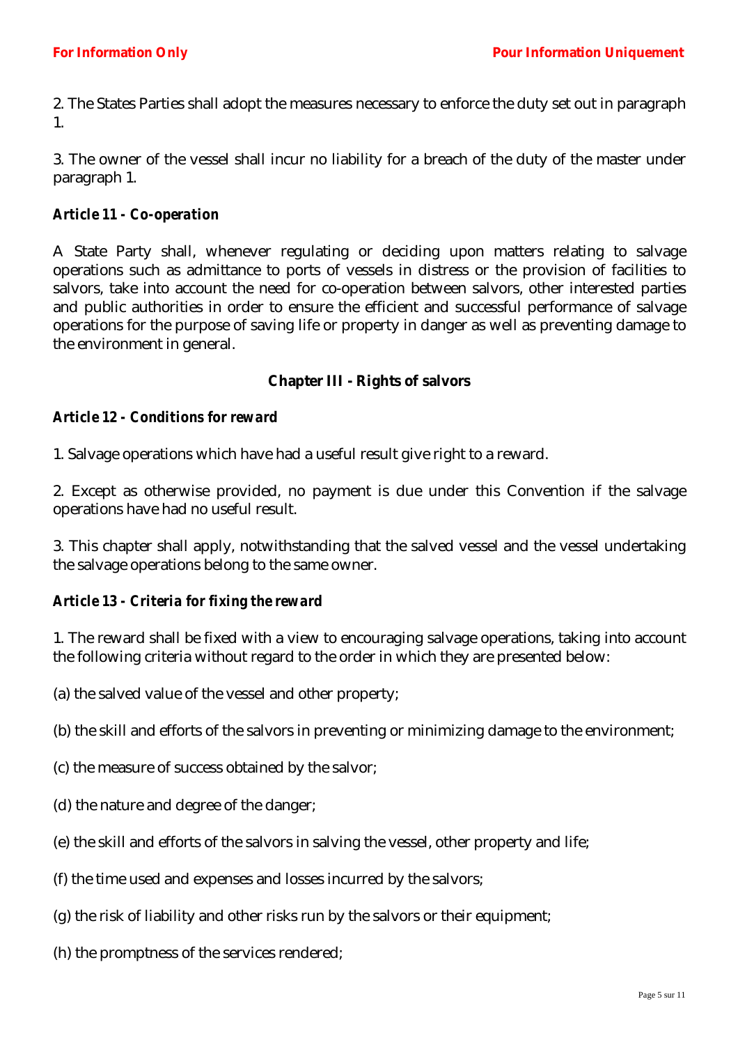2. The States Parties shall adopt the measures necessary to enforce the duty set out in paragraph 1.

3. The owner of the vessel shall incur no liability for a breach of the duty of the master under paragraph 1.

### *Article 11 - Co-operation*

A State Party shall, whenever regulating or deciding upon matters relating to salvage operations such as admittance to ports of vessels in distress or the provision of facilities to salvors, take into account the need for co-operation between salvors, other interested parties and public authorities in order to ensure the efficient and successful performance of salvage operations for the purpose of saving life or property in danger as well as preventing damage to the environment in general.

## Chapter III - Rights of salvors

### *Article 12 - Conditions for reward*

1. Salvage operations which have had a useful result give right to a reward.

2. Except as otherwise provided, no payment is due under this Convention if the salvage operations have had no useful result.

3. This chapter shall apply, notwithstanding that the salved vessel and the vessel undertaking the salvage operations belong to the same owner.

### *Article 13 - Criteria for fixing the reward*

1. The reward shall be fixed with a view to encouraging salvage operations, taking into account the following criteria without regard to the order in which they are presented below:

(a) the salved value of the vessel and other property;

(b) the skill and efforts of the salvors in preventing or minimizing damage to the environment;

(c) the measure of success obtained by the salvor;

(d) the nature and degree of the danger;

(e) the skill and efforts of the salvors in salving the vessel, other property and life;

(f) the time used and expenses and losses incurred by the salvors;

(g) the risk of liability and other risks run by the salvors or their equipment;

(h) the promptness of the services rendered;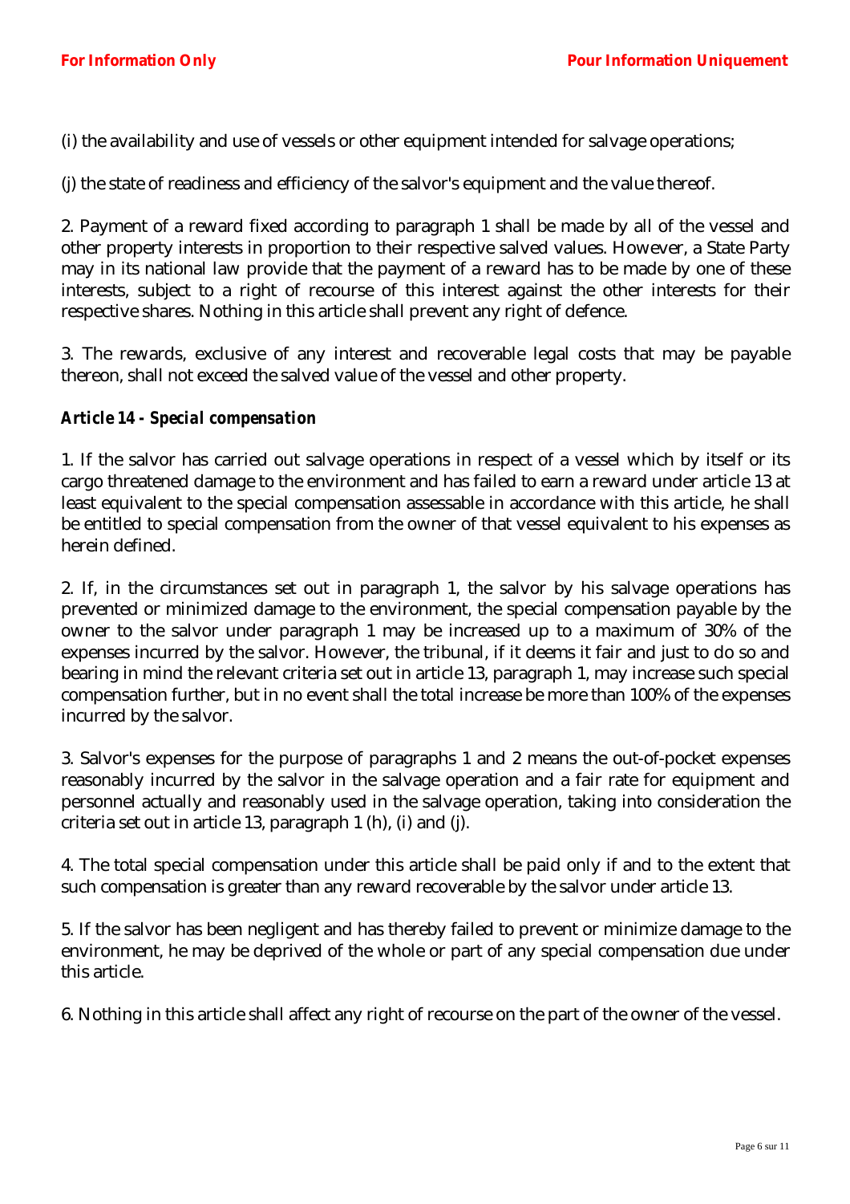(i) the availability and use of vessels or other equipment intended for salvage operations;

(j) the state of readiness and efficiency of the salvor's equipment and the value thereof.

2. Payment of a reward fixed according to paragraph 1 shall be made by all of the vessel and other property interests in proportion to their respective salved values. However, a State Party may in its national law provide that the payment of a reward has to be made by one of these interests, subject to a right of recourse of this interest against the other interests for their respective shares. Nothing in this article shall prevent any right of defence.

3. The rewards, exclusive of any interest and recoverable legal costs that may be payable thereon, shall not exceed the salved value of the vessel and other property.

### *Article 14 - Special compensation*

1. If the salvor has carried out salvage operations in respect of a vessel which by itself or its cargo threatened damage to the environment and has failed to earn a reward under article 13 at least equivalent to the special compensation assessable in accordance with this article, he shall be entitled to special compensation from the owner of that vessel equivalent to his expenses as herein defined.

2. If, in the circumstances set out in paragraph 1, the salvor by his salvage operations has prevented or minimized damage to the environment, the special compensation payable by the owner to the salvor under paragraph 1 may be increased up to a maximum of 30% of the expenses incurred by the salvor. However, the tribunal, if it deems it fair and just to do so and bearing in mind the relevant criteria set out in article 13, paragraph 1, may increase such special compensation further, but in no event shall the total increase be more than 100% of the expenses incurred by the salvor.

3. Salvor's expenses for the purpose of paragraphs 1 and 2 means the out-of-pocket expenses reasonably incurred by the salvor in the salvage operation and a fair rate for equipment and personnel actually and reasonably used in the salvage operation, taking into consideration the criteria set out in article 13, paragraph 1 (h), (i) and (j).

4. The total special compensation under this article shall be paid only if and to the extent that such compensation is greater than any reward recoverable by the salvor under article 13.

5. If the salvor has been negligent and has thereby failed to prevent or minimize damage to the environment, he may be deprived of the whole or part of any special compensation due under this article.

6. Nothing in this article shall affect any right of recourse on the part of the owner of the vessel.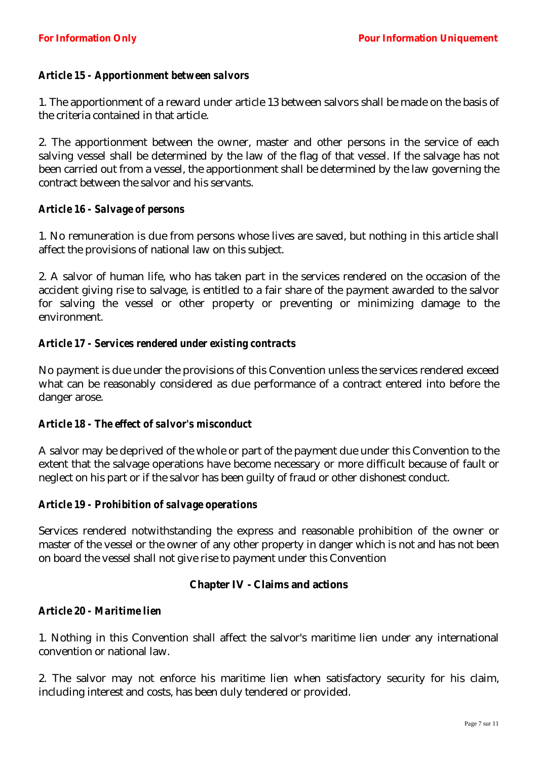### *Article 15 - Apportionment between salvors*

1. The apportionment of a reward under article 13 between salvors shall be made on the basis of the criteria contained in that article.

2. The apportionment between the owner, master and other persons in the service of each salving vessel shall be determined by the law of the flag of that vessel. If the salvage has not been carried out from a vessel, the apportionment shall be determined by the law governing the contract between the salvor and his servants.

### *Article 16 - Salvage of persons*

1. No remuneration is due from persons whose lives are saved, but nothing in this article shall affect the provisions of national law on this subject.

2. A salvor of human life, who has taken part in the services rendered on the occasion of the accident giving rise to salvage, is entitled to a fair share of the payment awarded to the salvor for salving the vessel or other property or preventing or minimizing damage to the environment.

### *Article 17 - Services rendered under existing contracts*

No payment is due under the provisions of this Convention unless the services rendered exceed what can be reasonably considered as due performance of a contract entered into before the danger arose.

### *Article 18 - The effect of salvor's misconduct*

A salvor may be deprived of the whole or part of the payment due under this Convention to the extent that the salvage operations have become necessary or more difficult because of fault or neglect on his part or if the salvor has been guilty of fraud or other dishonest conduct.

### *Article 19 - Prohibition of salvage operations*

Services rendered notwithstanding the express and reasonable prohibition of the owner or master of the vessel or the owner of any other property in danger which is not and has not been on board the vessel shall not give rise to payment under this Convention

## Chapter IV - Claims and actions

### *Article 20 - Maritime lien*

1. Nothing in this Convention shall affect the salvor's maritime lien under any international convention or national law.

2. The salvor may not enforce his maritime lien when satisfactory security for his claim, including interest and costs, has been duly tendered or provided.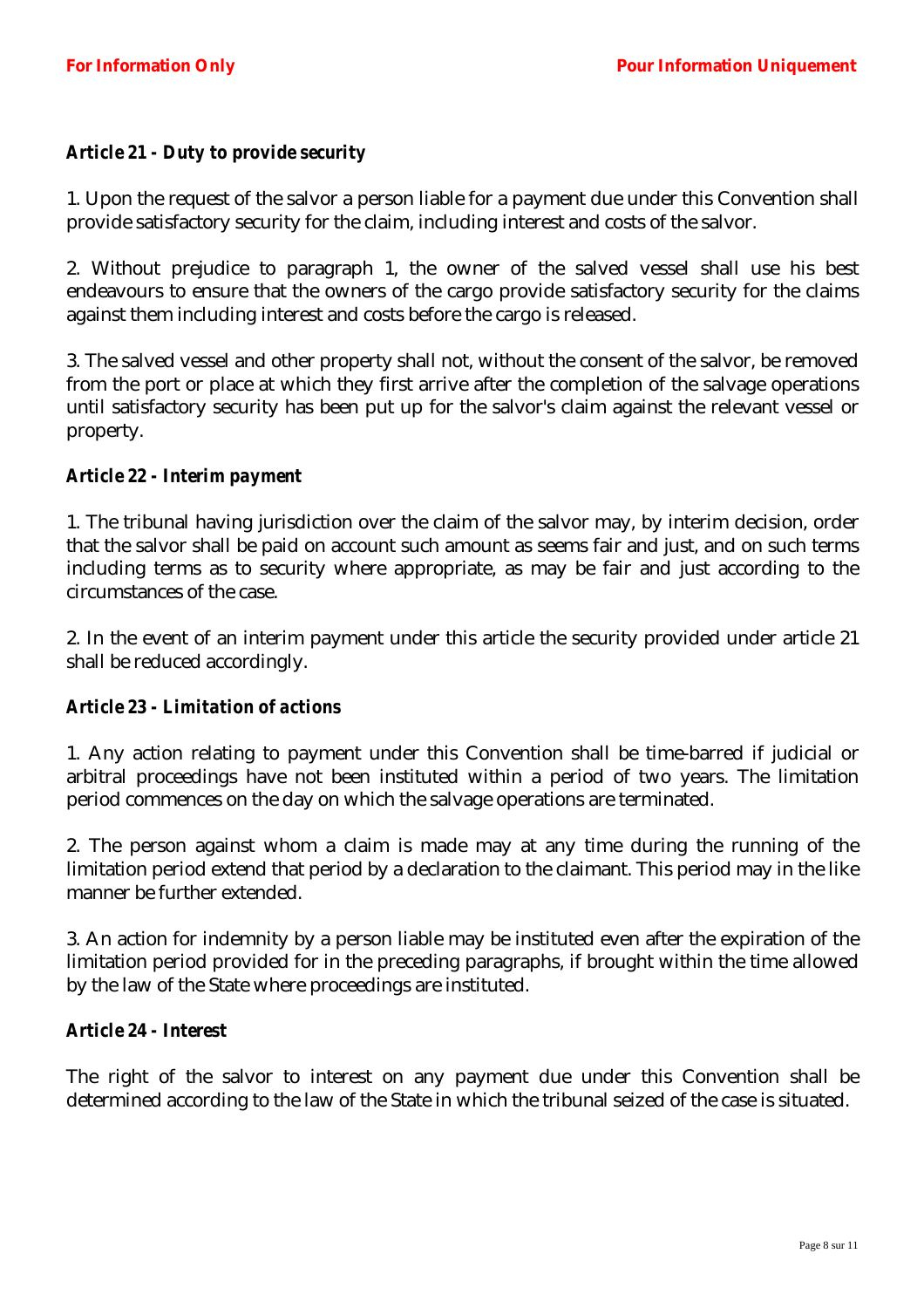### *Article 21 - Duty to provide security*

1. Upon the request of the salvor a person liable for a payment due under this Convention shall provide satisfactory security for the claim, including interest and costs of the salvor.

2. Without prejudice to paragraph 1, the owner of the salved vessel shall use his best endeavours to ensure that the owners of the cargo provide satisfactory security for the claims against them including interest and costs before the cargo is released.

3. The salved vessel and other property shall not, without the consent of the salvor, be removed from the port or place at which they first arrive after the completion of the salvage operations until satisfactory security has been put up for the salvor's claim against the relevant vessel or property.

### *Article 22 - Interim payment*

1. The tribunal having jurisdiction over the claim of the salvor may, by interim decision, order that the salvor shall be paid on account such amount as seems fair and just, and on such terms including terms as to security where appropriate, as may be fair and just according to the circumstances of the case.

2. In the event of an interim payment under this article the security provided under article 21 shall be reduced accordingly.

### *Article 23 - Limitation of actions*

1. Any action relating to payment under this Convention shall be time-barred if judicial or arbitral proceedings have not been instituted within a period of two years. The limitation period commences on the day on which the salvage operations are terminated.

2. The person against whom a claim is made may at any time during the running of the limitation period extend that period by a declaration to the claimant. This period may in the like manner be further extended.

3. An action for indemnity by a person liable may be instituted even after the expiration of the limitation period provided for in the preceding paragraphs, if brought within the time allowed by the law of the State where proceedings are instituted.

### *Article 24 - Interest*

The right of the salvor to interest on any payment due under this Convention shall be determined according to the law of the State in which the tribunal seized of the case is situated.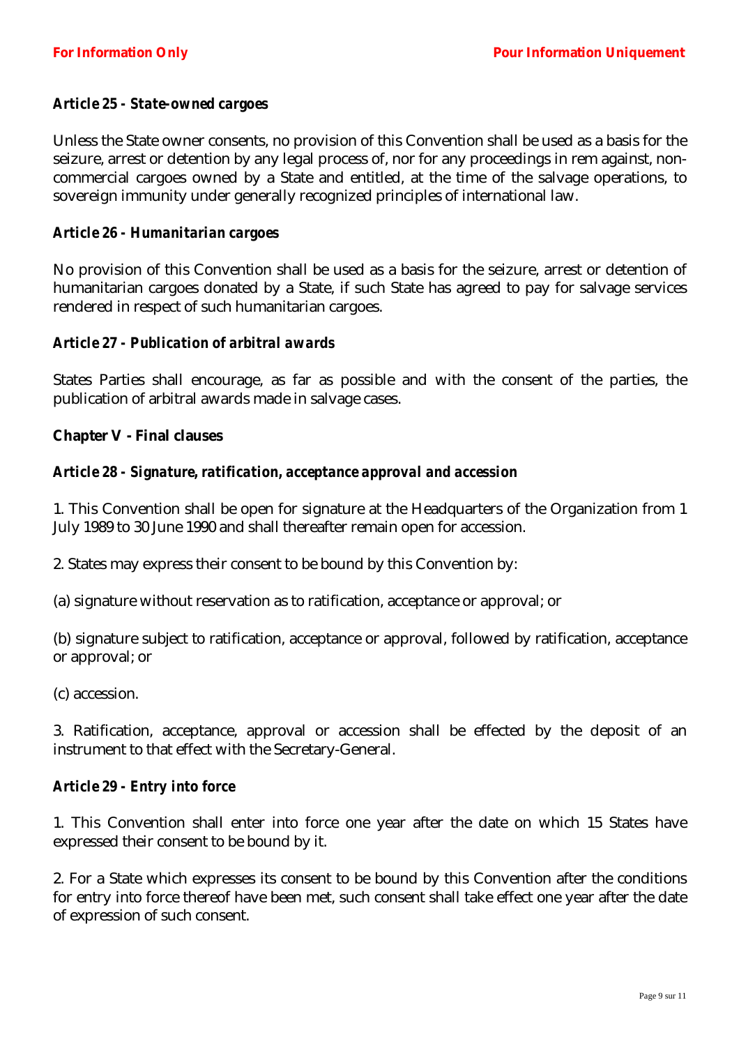**Article 25 - *State-owned cargoes***

Unless the State owner consents, no provision of this Convention shall be used as a basis for the seizure, arrest or detention by any legal process of, nor for any proceedings in rem against, non-commercial cargoes owned by a State and entitled, at the time of the salvage operations, to sovereign immunity under generally recognized principles of international law.

**Article 26 - *Humanitarian cargoes***

No provision of this Convention shall be used as a basis for the seizure, arrest or detention of humanitarian cargoes donated by a State, if such State has agreed to pay for salvage services rendered in respect of such humanitarian cargoes.

**Article 27 - *Publication of arbitral awards***

States Parties shall encourage, as far as possible and with the consent of the parties, the publication of arbitral awards made in salvage cases.

## Chapter V - Final clauses

**Article 28 - *Signature, ratification, acceptance approval and accession***

1. This Convention shall be open for signature at the Headquarters of the Organization from 1 July 1989 to 30 June 1990 and shall thereafter remain open for accession.

2. States may express their consent to be bound by this Convention by:

(a) signature without reservation as to ratification, acceptance or approval; or

(b) signature subject to ratification, acceptance or approval, followed by ratification, acceptance or approval; or

(c) accession.

3. Ratification, acceptance, approval or accession shall be effected by the deposit of an instrument to that effect with the Secretary-General.

**Article 29 - *Entry into force***

1. This Convention shall enter into force one year after the date on which 15 States have expressed their consent to be bound by it.

2. For a State which expresses its consent to be bound by this Convention after the conditions for entry into force thereof have been met, such consent shall take effect one year after the date of expression of such consent.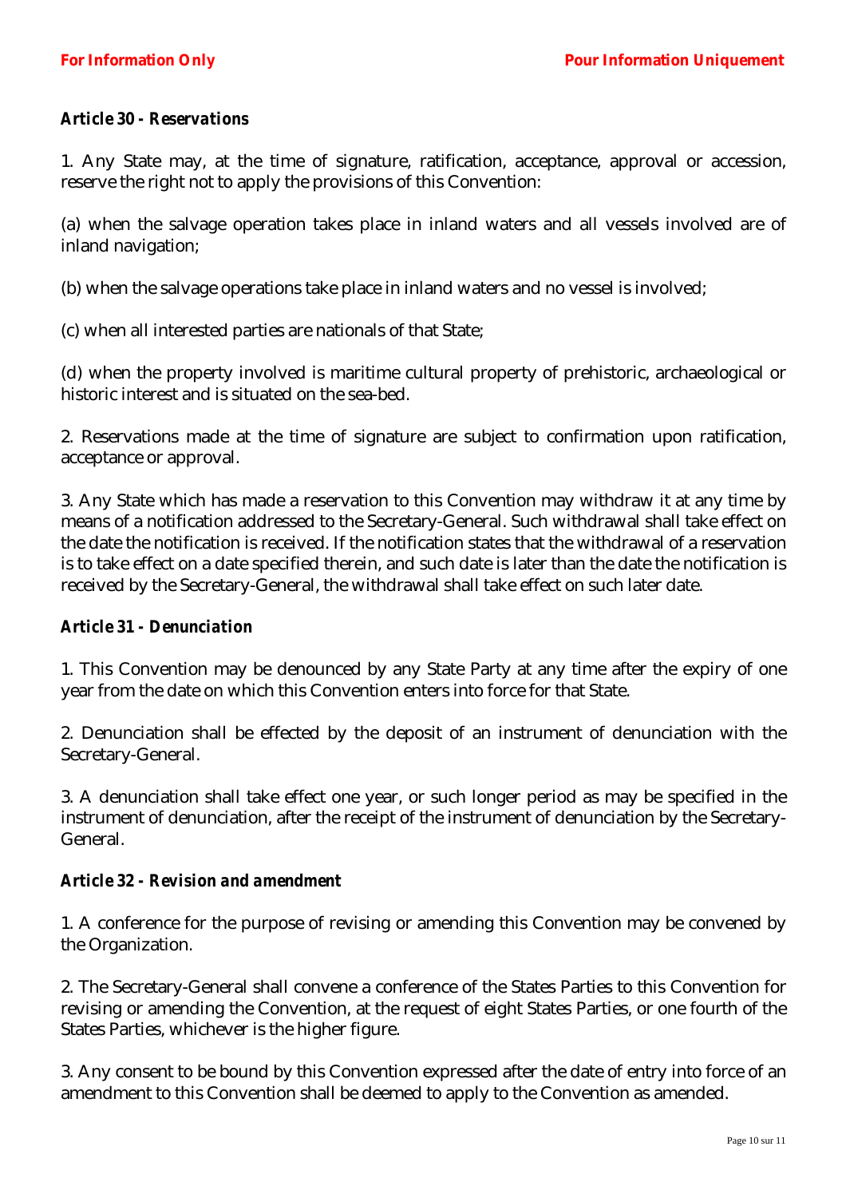### *Article 30 - Reservations*

1. Any State may, at the time of signature, ratification, acceptance, approval or accession, reserve the right not to apply the provisions of this Convention:

(a) when the salvage operation takes place in inland waters and all vessels involved are of inland navigation;

(b) when the salvage operations take place in inland waters and no vessel is involved;

(c) when all interested parties are nationals of that State;

(d) when the property involved is maritime cultural property of prehistoric, archaeological or historic interest and is situated on the sea-bed.

2. Reservations made at the time of signature are subject to confirmation upon ratification, acceptance or approval.

3. Any State which has made a reservation to this Convention may withdraw it at any time by means of a notification addressed to the Secretary-General. Such withdrawal shall take effect on the date the notification is received. If the notification states that the withdrawal of a reservation is to take effect on a date specified therein, and such date is later than the date the notification is received by the Secretary-General, the withdrawal shall take effect on such later date.

### *Article 31 - Denunciation*

1. This Convention may be denounced by any State Party at any time after the expiry of one year from the date on which this Convention enters into force for that State.

2. Denunciation shall be effected by the deposit of an instrument of denunciation with the Secretary-General.

3. A denunciation shall take effect one year, or such longer period as may be specified in the instrument of denunciation, after the receipt of the instrument of denunciation by the Secretary-General.

### *Article 32 - Revision and amendment*

1. A conference for the purpose of revising or amending this Convention may be convened by the Organization.

2. The Secretary-General shall convene a conference of the States Parties to this Convention for revising or amending the Convention, at the request of eight States Parties, or one fourth of the States Parties, whichever is the higher figure.

3. Any consent to be bound by this Convention expressed after the date of entry into force of an amendment to this Convention shall be deemed to apply to the Convention as amended.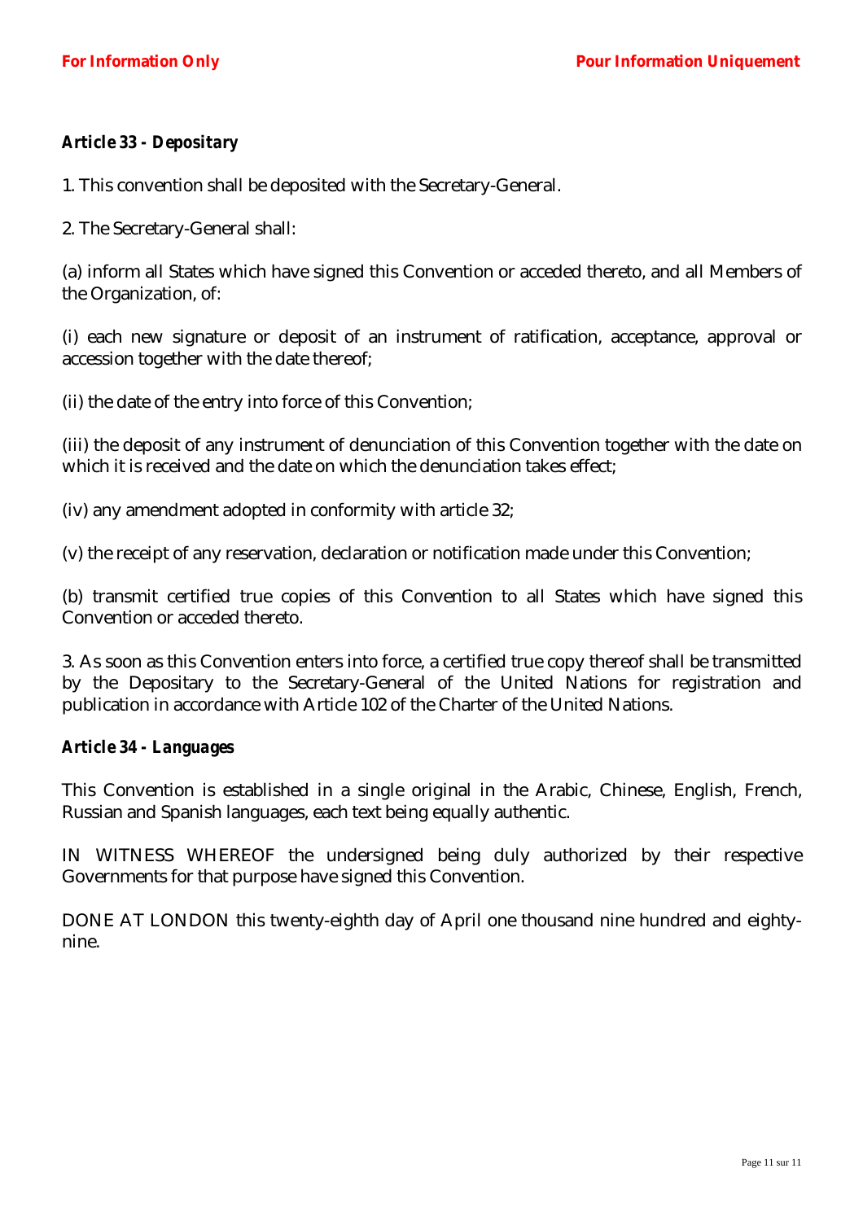### *Article 33 - Depositary*

1. This convention shall be deposited with the Secretary-General.

2. The Secretary-General shall:

(a) inform all States which have signed this Convention or acceded thereto, and all Members of the Organization, of:

(i) each new signature or deposit of an instrument of ratification, acceptance, approval or accession together with the date thereof;

(ii) the date of the entry into force of this Convention;

(iii) the deposit of any instrument of denunciation of this Convention together with the date on which it is received and the date on which the denunciation takes effect;

(iv) any amendment adopted in conformity with article 32;

(v) the receipt of any reservation, declaration or notification made under this Convention;

(b) transmit certified true copies of this Convention to all States which have signed this Convention or acceded thereto.

3. As soon as this Convention enters into force, a certified true copy thereof shall be transmitted by the Depositary to the Secretary-General of the United Nations for registration and publication in accordance with Article 102 of the Charter of the United Nations.

### *Article 34 - Languages*

This Convention is established in a single original in the Arabic, Chinese, English, French, Russian and Spanish languages, each text being equally authentic.

IN WITNESS WHEREOF the undersigned being duly authorized by their respective Governments for that purpose have signed this Convention.

DONE AT LONDON this twenty-eighth day of April one thousand nine hundred and eighty-nine.